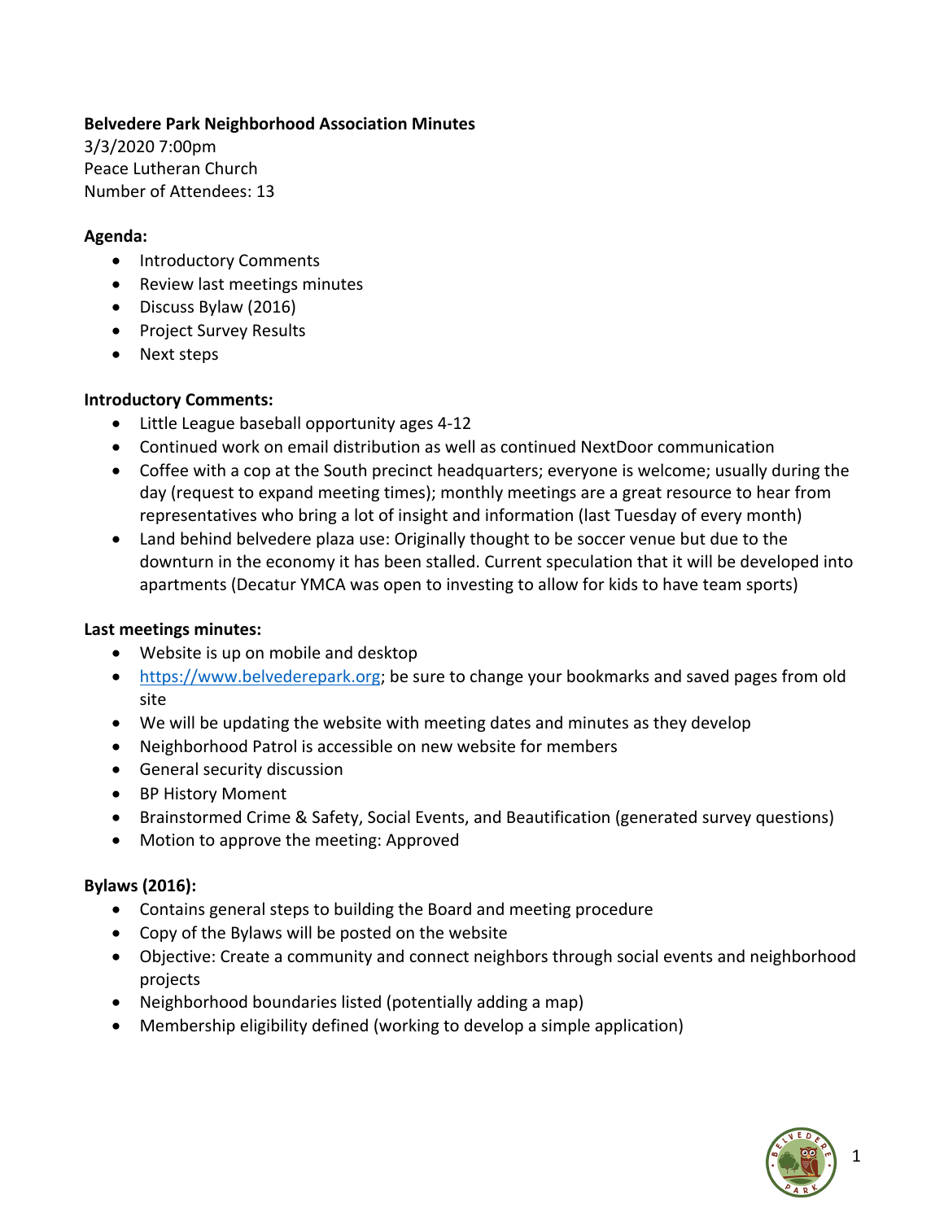**Belvedere Park Neighborhood Association Minutes**
3/3/2020 7:00pm
Peace Lutheran Church
Number of Attendees: 13

**Agenda:**

- Introductory Comments
- Review last meetings minutes
- Discuss Bylaw (2016)
- Project Survey Results
- Next steps

**Introductory Comments:**

- Little League baseball opportunity ages 4-12
- Continued work on email distribution as well as continued NextDoor communication
- Coffee with a cop at the South precinct headquarters; everyone is welcome; usually during the day (request to expand meeting times); monthly meetings are a great resource to hear from representatives who bring a lot of insight and information (last Tuesday of every month)
- Land behind belvedere plaza use: Originally thought to be soccer venue but due to the downturn in the economy it has been stalled. Current speculation that it will be developed into apartments (Decatur YMCA was open to investing to allow for kids to have team sports)

**Last meetings minutes:**

- Website is up on mobile and desktop
- https://www.belvederepark.org; be sure to change your bookmarks and saved pages from old site
- We will be updating the website with meeting dates and minutes as they develop
- Neighborhood Patrol is accessible on new website for members
- General security discussion
- BP History Moment
- Brainstormed Crime & Safety, Social Events, and Beautification (generated survey questions)
- Motion to approve the meeting: Approved

**Bylaws (2016):**

- Contains general steps to building the Board and meeting procedure
- Copy of the Bylaws will be posted on the website
- Objective: Create a community and connect neighbors through social events and neighborhood projects
- Neighborhood boundaries listed (potentially adding a map)
- Membership eligibility defined (working to develop a simple application)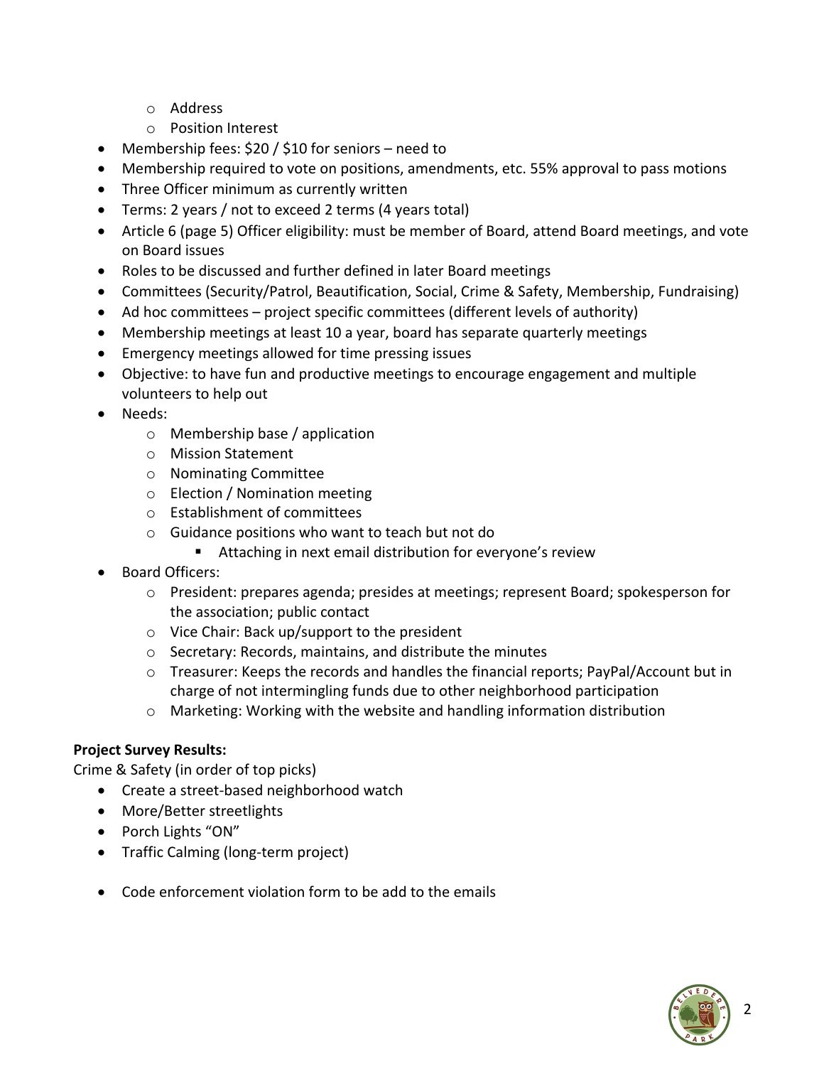- Address
  - Position Interest
- Membership fees: $20 / $10 for seniors – need to
- Membership required to vote on positions, amendments, etc. 55% approval to pass motions
- Three Officer minimum as currently written
- Terms: 2 years / not to exceed 2 terms (4 years total)
- Article 6 (page 5) Officer eligibility: must be member of Board, attend Board meetings, and vote on Board issues
- Roles to be discussed and further defined in later Board meetings
- Committees (Security/Patrol, Beautification, Social, Crime & Safety, Membership, Fundraising)
- Ad hoc committees – project specific committees (different levels of authority)
- Membership meetings at least 10 a year, board has separate quarterly meetings
- Emergency meetings allowed for time pressing issues
- Objective: to have fun and productive meetings to encourage engagement and multiple volunteers to help out
- Needs:
  - Membership base / application
  - Mission Statement
  - Nominating Committee
  - Election / Nomination meeting
  - Establishment of committees
  - Guidance positions who want to teach but not do
    - Attaching in next email distribution for everyone's review
- Board Officers:
  - President: prepares agenda; presides at meetings; represent Board; spokesperson for the association; public contact
  - Vice Chair: Back up/support to the president
  - Secretary: Records, maintains, and distribute the minutes
  - Treasurer: Keeps the records and handles the financial reports; PayPal/Account but in charge of not intermingling funds due to other neighborhood participation
  - Marketing: Working with the website and handling information distribution

**Project Survey Results:**

Crime & Safety (in order of top picks)

- Create a street-based neighborhood watch
- More/Better streetlights
- Porch Lights "ON"
- Traffic Calming (long-term project)

- Code enforcement violation form to be add to the emails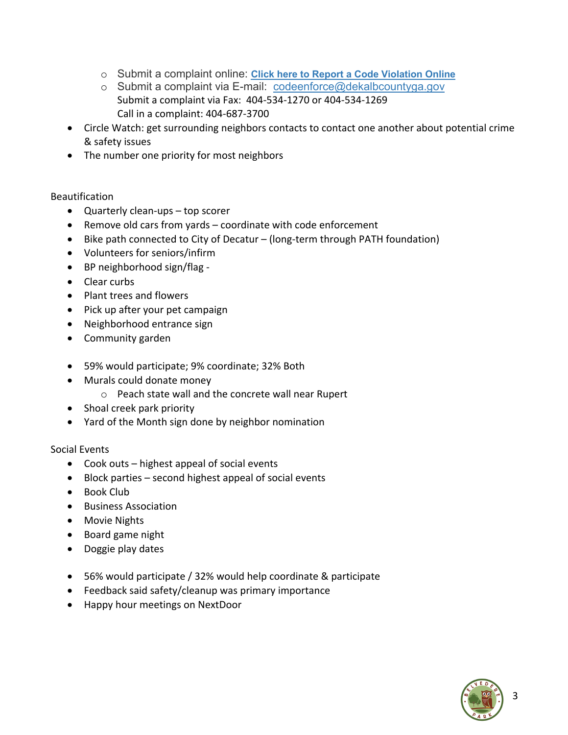- Submit a complaint online: **[Click here to Report a Code Violation Online]()**
  - Submit a complaint via E-mail: codeenforce@dekalbcountyga.gov
    Submit a complaint via Fax: 404-534-1270 or 404-534-1269
    Call in a complaint: 404-687-3700
- Circle Watch: get surrounding neighbors contacts to contact one another about potential crime & safety issues
- The number one priority for most neighbors

Beautification

- Quarterly clean-ups – top scorer
- Remove old cars from yards – coordinate with code enforcement
- Bike path connected to City of Decatur – (long-term through PATH foundation)
- Volunteers for seniors/infirm
- BP neighborhood sign/flag -
- Clear curbs
- Plant trees and flowers
- Pick up after your pet campaign
- Neighborhood entrance sign
- Community garden

- 59% would participate; 9% coordinate; 32% Both
- Murals could donate money
  - Peach state wall and the concrete wall near Rupert
- Shoal creek park priority
- Yard of the Month sign done by neighbor nomination

Social Events

- Cook outs – highest appeal of social events
- Block parties – second highest appeal of social events
- Book Club
- Business Association
- Movie Nights
- Board game night
- Doggie play dates

- 56% would participate / 32% would help coordinate & participate
- Feedback said safety/cleanup was primary importance
- Happy hour meetings on NextDoor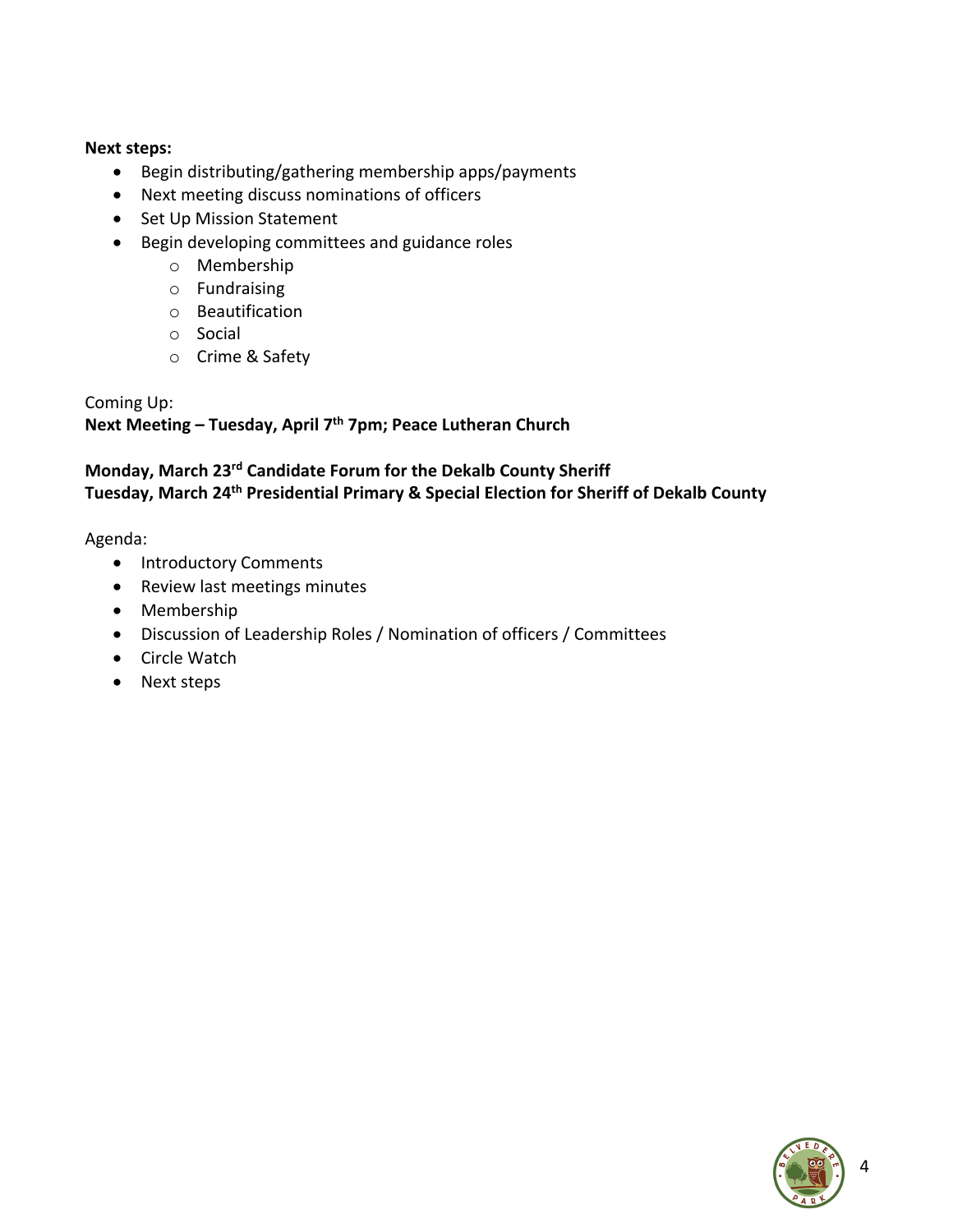**Next steps:**

- Begin distributing/gathering membership apps/payments
- Next meeting discuss nominations of officers
- Set Up Mission Statement
- Begin developing committees and guidance roles
  - Membership
  - Fundraising
  - Beautification
  - Social
  - Crime & Safety

Coming Up:

**Next Meeting – Tuesday, April 7th 7pm; Peace Lutheran Church**

**Monday, March 23rd Candidate Forum for the Dekalb County Sheriff**

**Tuesday, March 24th Presidential Primary & Special Election for Sheriff of Dekalb County**

Agenda:

- Introductory Comments
- Review last meetings minutes
- Membership
- Discussion of Leadership Roles / Nomination of officers / Committees
- Circle Watch
- Next steps